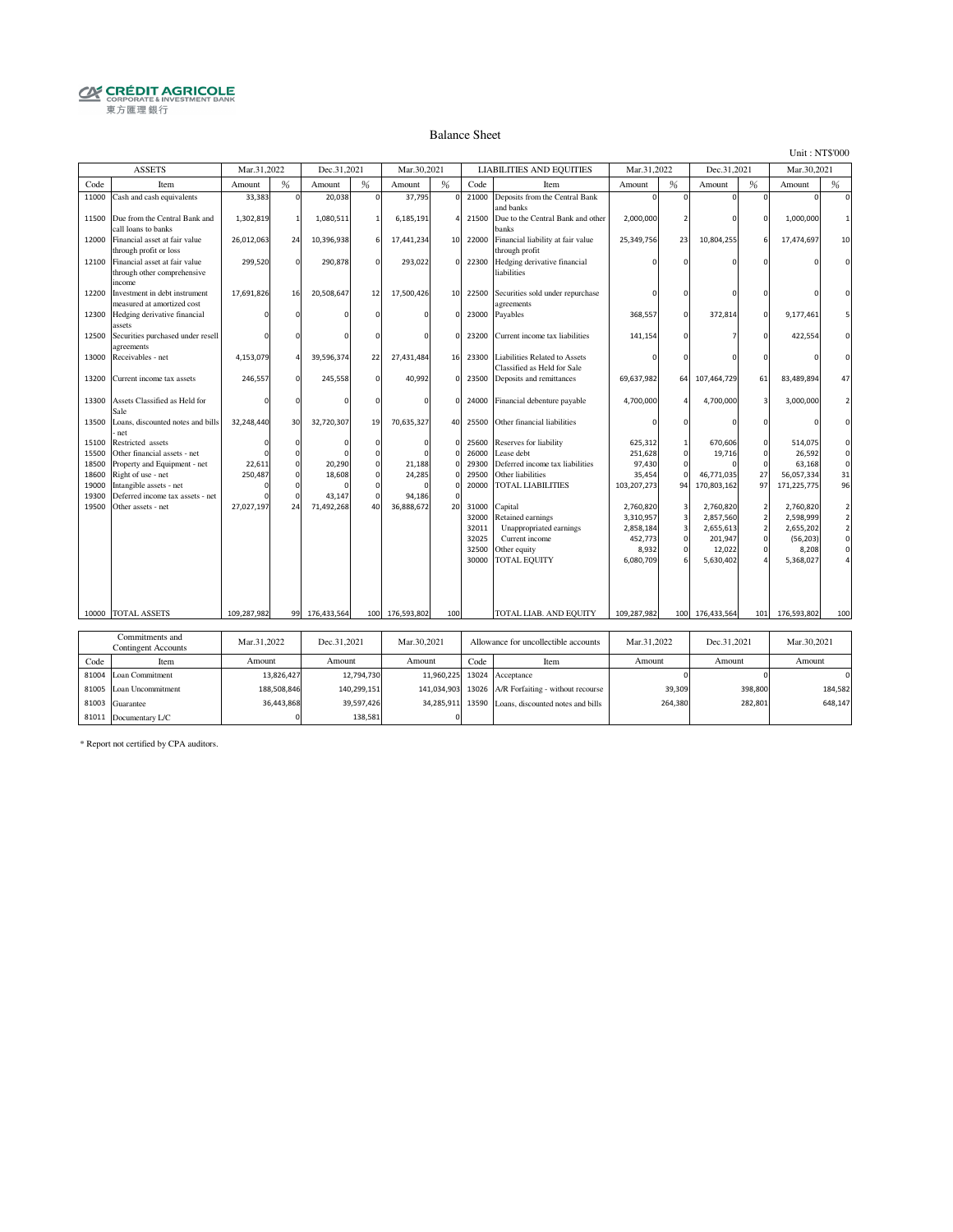CRÉDIT AGRICOLE
CORPORATE & INVESTMENT BANK
東方匯理銀行

# Balance Sheet

Unit : NT$'000

| ASSETS | | Mar.31,2022 | | Dec.31,2021 | | Mar.30,2021 | | LIABILITIES AND EQUITIES | | Mar.31,2022 | | Dec.31,2021 | | Mar.30,2021 | |
|---|---|---|---|---|---|---|---|---|---|---|---|---|---|---|---|
| Code | Item | Amount | % | Amount | % | Amount | % | Code | Item | Amount | % | Amount | % | Amount | % |
| 11000 | Cash and cash equivalents | 33,383 | 0 | 20,038 | 0 | 37,795 | 0 | 21000 | Deposits from the Central Bank and banks | 0 | 0 | 0 | 0 | 0 | 0 |
| 11500 | Due from the Central Bank and call loans to banks | 1,302,819 | 1 | 1,080,511 | 1 | 6,185,191 | 4 | 21500 | Due to the Central Bank and other banks | 2,000,000 | 2 | 0 | 0 | 1,000,000 | 1 |
| 12000 | Financial asset at fair value through profit or loss | 26,012,063 | 24 | 10,396,938 | 6 | 17,441,234 | 10 | 22000 | Financial liability at fair value through profit | 25,349,756 | 23 | 10,804,255 | 6 | 17,474,697 | 10 |
| 12100 | Financial asset at fair value through other comprehensive income | 299,520 | 0 | 290,878 | 0 | 293,022 | 0 | 22300 | Hedging derivative financial liabilities | 0 | 0 | 0 | 0 | 0 | 0 |
| 12200 | Investment in debt instrument measured at amortized cost | 17,691,826 | 16 | 20,508,647 | 12 | 17,500,426 | 10 | 22500 | Securities sold under repurchase agreements | 0 | 0 | 0 | 0 | 0 | 0 |
| 12300 | Hedging derivative financial assets | 0 | 0 | 0 | 0 | 0 | 0 | 23000 | Payables | 368,557 | 0 | 372,814 | 0 | 9,177,461 | 5 |
| 12500 | Securities purchased under resell agreements | 0 | 0 | 0 | 0 | 0 | 0 | 23200 | Current income tax liabilities | 141,154 | 0 | 7 | 0 | 422,554 | 0 |
| 13000 | Receivables - net | 4,153,079 | 4 | 39,596,374 | 22 | 27,431,484 | 16 | 23300 | Liabilities Related to Assets Classified as Held for Sale | 0 | 0 | 0 | 0 | 0 | 0 |
| 13200 | Current income tax assets | 246,557 | 0 | 245,558 | 0 | 40,992 | 0 | 23500 | Deposits and remittances | 69,637,982 | 64 | 107,464,729 | 61 | 83,489,894 | 47 |
| 13300 | Assets Classified as Held for Sale | 0 | 0 | 0 | 0 | 0 | 0 | 24000 | Financial debenture payable | 4,700,000 | 4 | 4,700,000 | 3 | 3,000,000 | 2 |
| 13500 | Loans, discounted notes and bills - net | 32,248,440 | 30 | 32,720,307 | 19 | 70,635,327 | 40 | 25500 | Other financial liabilities | 0 | 0 | 0 | 0 | 0 | 0 |
| 15100 | Restricted assets | 0 | 0 | 0 | 0 | 0 | 0 | 25600 | Reserves for liability | 625,312 | 1 | 670,606 | 0 | 514,075 | 0 |
| 15500 | Other financial assets - net | 0 | 0 | 0 | 0 | 0 | 0 | 26000 | Lease debt | 251,628 | 0 | 19,716 | 0 | 26,592 | 0 |
| 18500 | Property and Equipment - net | 22,611 | 0 | 20,290 | 0 | 21,188 | 0 | 29300 | Deferred income tax liabilities | 97,430 | 0 | 0 | 0 | 63,168 | 0 |
| 18600 | Right of use - net | 250,487 | 0 | 18,608 | 0 | 24,285 | 0 | 29500 | Other liabilities | 35,454 | 0 | 46,771,035 | 27 | 56,057,334 | 31 |
| 19000 | Intangible assets - net | 0 | 0 | 0 | 0 | 0 | 0 | 20000 | TOTAL LIABILITIES | 103,207,273 | 94 | 170,803,162 | 97 | 171,225,775 | 96 |
| 19300 | Deferred income tax assets - net | 0 | 0 | 43,147 | 0 | 94,186 | 0 | | | | | | | | |
| 19500 | Other assets - net | 27,027,197 | 24 | 71,492,268 | 40 | 36,888,672 | 20 | 31000 | Capital | 2,760,820 | 3 | 2,760,820 | 2 | 2,760,820 | 2 |
| | | | | | | | | 32000 | Retained earnings | 3,310,957 | 3 | 2,857,560 | 2 | 2,598,999 | 2 |
| | | | | | | | | 32011 | Unappropriated earnings | 2,858,184 | 3 | 2,655,613 | 2 | 2,655,202 | 2 |
| | | | | | | | | 32025 | Current income | 452,773 | 0 | 201,947 | 0 | (56,203) | 0 |
| | | | | | | | | 32500 | Other equity | 8,932 | 0 | 12,022 | 0 | 8,208 | 0 |
| | | | | | | | | 30000 | TOTAL EQUITY | 6,080,709 | 6 | 5,630,402 | 4 | 5,368,027 | 4 |
| 10000 | TOTAL ASSETS | 109,287,982 | 99 | 176,433,564 | 100 | 176,593,802 | 100 | | TOTAL LIAB. AND EQUITY | 109,287,982 | 100 | 176,433,564 | 101 | 176,593,802 | 100 |

| Commitments and Contingent Accounts | | Mar.31,2022 | Dec.31,2021 | Mar.30,2021 | Allowance for uncollectible accounts | | Mar.31,2022 | Dec.31,2021 | Mar.30,2021 |
|---|---|---|---|---|---|---|---|---|---|
| Code | Item | Amount | Amount | Amount | Code | Item | Amount | Amount | Amount |
| 81004 | Loan Commitment | 13,826,427 | 12,794,730 | 11,960,225 | 13024 | Acceptance | 0 | 0 | 0 |
| 81005 | Loan Uncommitment | 188,508,846 | 140,299,151 | 141,034,903 | 13026 | A/R Forfaiting - without recourse | 39,309 | 398,800 | 184,582 |
| 81003 | Guarantee | 36,443,868 | 39,597,426 | 34,285,911 | 13590 | Loans, discounted notes and bills | 264,380 | 282,801 | 648,147 |
| 81011 | Documentary L/C | 0 | 138,581 | 0 | | | | | |

* Report not certified by CPA auditors.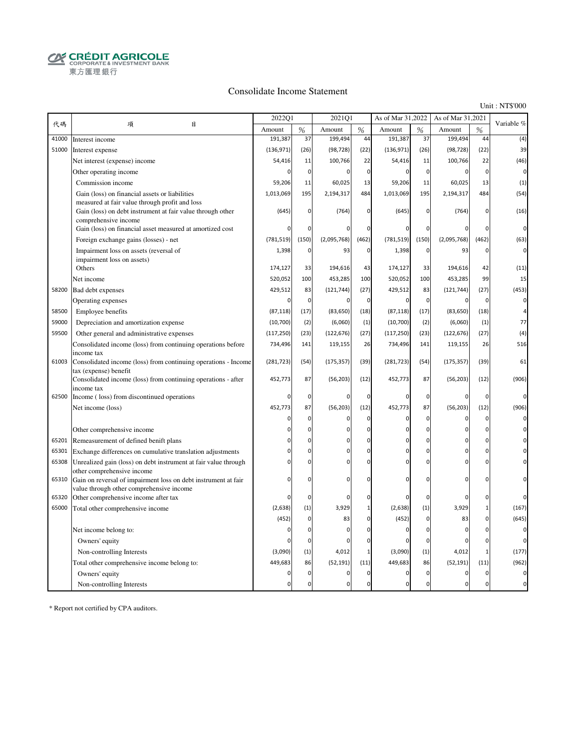CRÉDIT AGRICOLE
CORPORATE & INVESTMENT BANK
東方匯理銀行

## Consolidate Income Statement

Unit : NT$'000

| 代碼 | 項　　　目 | 2022Q1 | | 2021Q1 | | As of Mar 31,2022 | | As of Mar 31,2021 | | Variable % |
|---|---|---|---|---|---|---|---|---|---|---|
| | | Amount | % | Amount | % | Amount | % | Amount | % | |
| 41000 | Interest income | 191,387 | 37 | 199,494 | 44 | 191,387 | 37 | 199,494 | 44 | (4) |
| 51000 | Interest expense | (136,971) | (26) | (98,728) | (22) | (136,971) | (26) | (98,728) | (22) | 39 |
| | Net interest (expense) income | 54,416 | 11 | 100,766 | 22 | 54,416 | 11 | 100,766 | 22 | (46) |
| | Other operating income | 0 | 0 | 0 | 0 | 0 | 0 | 0 | 0 | 0 |
| | Commission income | 59,206 | 11 | 60,025 | 13 | 59,206 | 11 | 60,025 | 13 | (1) |
| | Gain (loss) on financial assets or liabilities measured at fair value through profit and loss | 1,013,069 | 195 | 2,194,317 | 484 | 1,013,069 | 195 | 2,194,317 | 484 | (54) |
| | Gain (loss) on debt instrument at fair value through other comprehensive income | (645) | 0 | (764) | 0 | (645) | 0 | (764) | 0 | (16) |
| | Gain (loss) on financial asset measured at amortized cost | 0 | 0 | 0 | 0 | 0 | 0 | 0 | 0 | 0 |
| | Foreign exchange gains (losses) - net | (781,519) | (150) | (2,095,768) | (462) | (781,519) | (150) | (2,095,768) | (462) | (63) |
| | Impairment loss on assets (reversal of impairment loss on assets) | 1,398 | 0 | 93 | 0 | 1,398 | 0 | 93 | 0 | 0 |
| | Others | 174,127 | 33 | 194,616 | 43 | 174,127 | 33 | 194,616 | 42 | (11) |
| | Net income | 520,052 | 100 | 453,285 | 100 | 520,052 | 100 | 453,285 | 99 | 15 |
| 58200 | Bad debt expenses | 429,512 | 83 | (121,744) | (27) | 429,512 | 83 | (121,744) | (27) | (453) |
| | Operating expenses | 0 | 0 | 0 | 0 | 0 | 0 | 0 | 0 | 0 |
| 58500 | Employee benefits | (87,118) | (17) | (83,650) | (18) | (87,118) | (17) | (83,650) | (18) | 4 |
| 59000 | Depreciation and amortization expense | (10,700) | (2) | (6,060) | (1) | (10,700) | (2) | (6,060) | (1) | 77 |
| 59500 | Other general and administrative expenses | (117,250) | (23) | (122,676) | (27) | (117,250) | (23) | (122,676) | (27) | (4) |
| | Consolidated income (loss) from continuing operations before income tax | 734,496 | 141 | 119,155 | 26 | 734,496 | 141 | 119,155 | 26 | 516 |
| 61003 | Consolidated income (loss) from continuing operations - Income tax (expense) benefit | (281,723) | (54) | (175,357) | (39) | (281,723) | (54) | (175,357) | (39) | 61 |
| | Consolidated income (loss) from continuing operations - after income tax | 452,773 | 87 | (56,203) | (12) | 452,773 | 87 | (56,203) | (12) | (906) |
| 62500 | Income ( loss) from discontinued operations | 0 | 0 | 0 | 0 | 0 | 0 | 0 | 0 | 0 |
| | Net income (loss) | 452,773 | 87 | (56,203) | (12) | 452,773 | 87 | (56,203) | (12) | (906) |
| | | 0 | 0 | 0 | 0 | 0 | 0 | 0 | 0 | 0 |
| | Other comprehensive income | 0 | 0 | 0 | 0 | 0 | 0 | 0 | 0 | 0 |
| 65201 | Remeasurement of defined benift plans | 0 | 0 | 0 | 0 | 0 | 0 | 0 | 0 | 0 |
| 65301 | Exchange differences on cumulative translation adjustments | 0 | 0 | 0 | 0 | 0 | 0 | 0 | 0 | 0 |
| 65308 | Unrealized gain (loss) on debt instrument at fair value through other comprehensive income | 0 | 0 | 0 | 0 | 0 | 0 | 0 | 0 | 0 |
| 65310 | Gain on reversal of impairment loss on debt instrument at fair value through other comprehensive income | 0 | 0 | 0 | 0 | 0 | 0 | 0 | 0 | 0 |
| 65320 | Other comprehensive income after tax | 0 | 0 | 0 | 0 | 0 | 0 | 0 | 0 | 0 |
| 65000 | Total other comprehensive income | (2,638) | (1) | 3,929 | 1 | (2,638) | (1) | 3,929 | 1 | (167) |
| | | (452) | 0 | 83 | 0 | (452) | 0 | 83 | 0 | (645) |
| | Net income belong to: | 0 | 0 | 0 | 0 | 0 | 0 | 0 | 0 | 0 |
| | Owners' equity | 0 | 0 | 0 | 0 | 0 | 0 | 0 | 0 | 0 |
| | Non-controlling Interests | (3,090) | (1) | 4,012 | 1 | (3,090) | (1) | 4,012 | 1 | (177) |
| | Total other comprehensive income belong to: | 449,683 | 86 | (52,191) | (11) | 449,683 | 86 | (52,191) | (11) | (962) |
| | Owners' equity | 0 | 0 | 0 | 0 | 0 | 0 | 0 | 0 | 0 |
| | Non-controlling Interests | 0 | 0 | 0 | 0 | 0 | 0 | 0 | 0 | 0 |

* Report not certified by CPA auditors.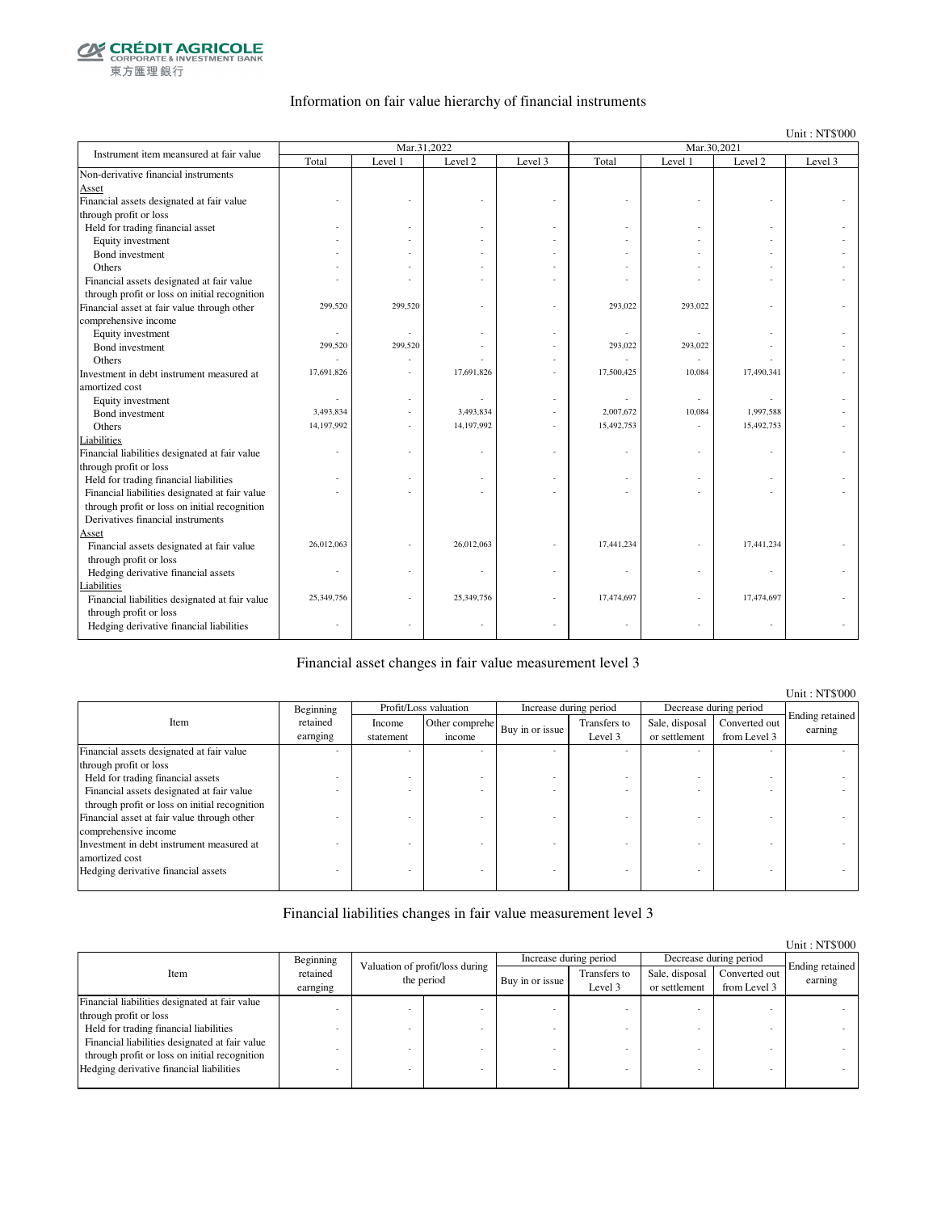CRÉDIT AGRICOLE
CORPORATE & INVESTMENT BANK
東方匯理銀行

## Information on fair value hierarchy of financial instruments

Unit : NT$'000

| Instrument item measured at fair value | Mar.31,2022 | | | | Mar.30,2021 | | | |
|---|---|---|---|---|---|---|---|---|
| | Total | Level 1 | Level 2 | Level 3 | Total | Level 1 | Level 2 | Level 3 |
| Non-derivative financial instruments | | | | | | | | |
| Asset | | | | | | | | |
| Financial assets designated at fair value through profit or loss | - | - | - | - | - | - | - | - |
| Held for trading financial asset | - | - | - | - | - | - | - | - |
| Equity investment | - | - | - | - | - | - | - | - |
| Bond investment | - | - | - | - | - | - | - | - |
| Others | - | - | - | - | - | - | - | - |
| Financial assets designated at fair value through profit or loss on initial recognition | - | - | - | - | - | - | - | - |
| Financial asset at fair value through other comprehensive income | 299,520 | 299,520 | - | - | 293,022 | 293,022 | - | - |
| Equity investment | - | - | - | - | - | - | - | - |
| Bond investment | 299,520 | 299,520 | - | - | 293,022 | 293,022 | - | - |
| Others | - | - | - | - | - | - | - | - |
| Investment in debt instrument measured at amortized cost | 17,691,826 | - | 17,691,826 | - | 17,500,425 | 10,084 | 17,490,341 | - |
| Equity investment | - | - | - | - | - | - | - | - |
| Bond investment | 3,493,834 | - | 3,493,834 | - | 2,007,672 | 10,084 | 1,997,588 | - |
| Others | 14,197,992 | - | 14,197,992 | - | 15,492,753 | - | 15,492,753 | - |
| Liabilities | | | | | | | | |
| Financial liabilities designated at fair value through profit or loss | - | - | - | - | - | - | - | - |
| Held for trading financial liabilities | - | - | - | - | - | - | - | - |
| Financial liabilities designated at fair value through profit or loss on initial recognition | - | - | - | - | - | - | - | - |
| Derivatives financial instruments | | | | | | | | |
| Asset | | | | | | | | |
| Financial assets designated at fair value through profit or loss | 26,012,063 | - | 26,012,063 | - | 17,441,234 | - | 17,441,234 | - |
| Hedging derivative financial assets | - | - | - | - | - | - | - | - |
| Liabilities | | | | | | | | |
| Financial liabilities designated at fair value through profit or loss | 25,349,756 | - | 25,349,756 | - | 17,474,697 | - | 17,474,697 | - |
| Hedging derivative financial liabilities | - | - | - | - | - | - | - | - |

## Financial asset changes in fair value measurement level 3

Unit : NT$'000

| Item | Beginning retained earnging | Profit/Loss valuation | | Increase during period | | Decrease during period | | Ending retained earning |
|---|---|---|---|---|---|---|---|---|
| | | Income statement | Other comprehe income | Buy in or issue | Transfers to Level 3 | Sale, disposal or settlement | Converted out from Level 3 | |
| Financial assets designated at fair value through profit or loss | - | - | - | - | - | - | - | - |
| Held for trading financial assets | - | - | - | - | - | - | - | - |
| Financial assets designated at fair value through profit or loss on initial recognition | - | - | - | - | - | - | - | - |
| Financial asset at fair value through other comprehensive income | - | - | - | - | - | - | - | - |
| Investment in debt instrument measured at amortized cost | - | - | - | - | - | - | - | - |
| Hedging derivative financial assets | - | - | - | - | - | - | - | - |

## Financial liabilities changes in fair value measurement level 3

Unit : NT$'000

| Item | Beginning retained earnging | Valuation of profit/loss during the period | | Increase during period | | Decrease during period | | Ending retained earning |
|---|---|---|---|---|---|---|---|---|
| | | | | Buy in or issue | Transfers to Level 3 | Sale, disposal or settlement | Converted out from Level 3 | |
| Financial liabilities designated at fair value through profit or loss | - | - | - | - | - | - | - | - |
| Held for trading financial liabilities | - | - | - | - | - | - | - | - |
| Financial liabilities designated at fair value through profit or loss on initial recognition | - | - | - | - | - | - | - | - |
| Hedging derivative financial liabilities | - | - | - | - | - | - | - | - |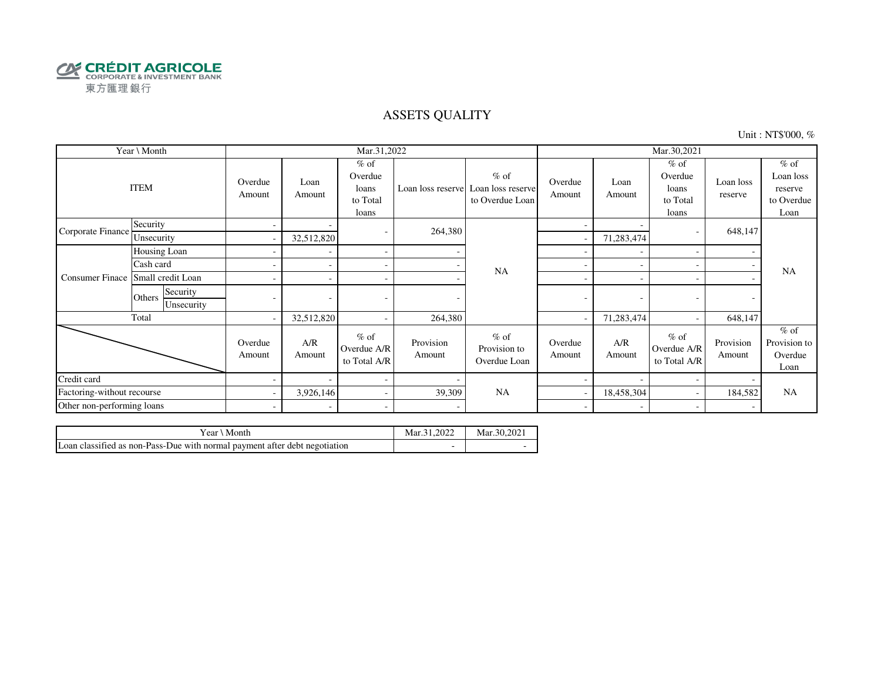CRÉDIT AGRICOLE
CORPORATE & INVESTMENT BANK
東方匯理銀行

# ASSETS QUALITY

Unit : NT$'000, %

| Year \ Month | | | Mar.31,2022 | | | | | Mar.30,2021 | | | | |
|---|---|---|---|---|---|---|---|---|---|---|---|---|
| ITEM | | | Overdue Amount | Loan Amount | % of Overdue loans to Total loans | Loan loss reserve | % of Loan loss reserve to Overdue Loan | Overdue Amount | Loan Amount | % of Overdue loans to Total loans | Loan loss reserve | % of Loan loss reserve to Overdue Loan |
| Corporate Finance | Security | | - | - | - | 264,380 | NA | - | - | - | 648,147 | NA |
| | Unsecurity | | - | 32,512,820 | | | | - | 71,283,474 | | | |
| Consumer Finace | Housing Loan | | - | - | - | - | | - | - | - | - | |
| | Cash card | | - | - | - | - | | - | - | - | - | |
| | Small credit Loan | | - | - | - | - | | - | - | - | - | |
| | Others | Security | - | - | - | - | | - | - | - | - | |
| | | Unsecurity | | | | | | | | | | |
| Total | | | - | 32,512,820 | - | 264,380 | | - | 71,283,474 | - | 648,147 | |
| | | | Overdue Amount | A/R Amount | % of Overdue A/R to Total A/R | Provision Amount | % of Provision to Overdue Loan | Overdue Amount | A/R Amount | % of Overdue A/R to Total A/R | Provision Amount | % of Provision to Overdue Loan |
| Credit card | | | - | - | - | - | NA | - | - | - | - | NA |
| Factoring-without recourse | | | - | 3,926,146 | - | 39,309 | | - | 18,458,304 | - | 184,582 | |
| Other non-performing loans | | | - | - | - | - | | - | - | - | - | |

| Year \ Month | Mar.31,2022 | Mar.30,2021 |
|---|---|---|
| Loan classified as non-Pass-Due with normal payment after debt negotiation | - | - |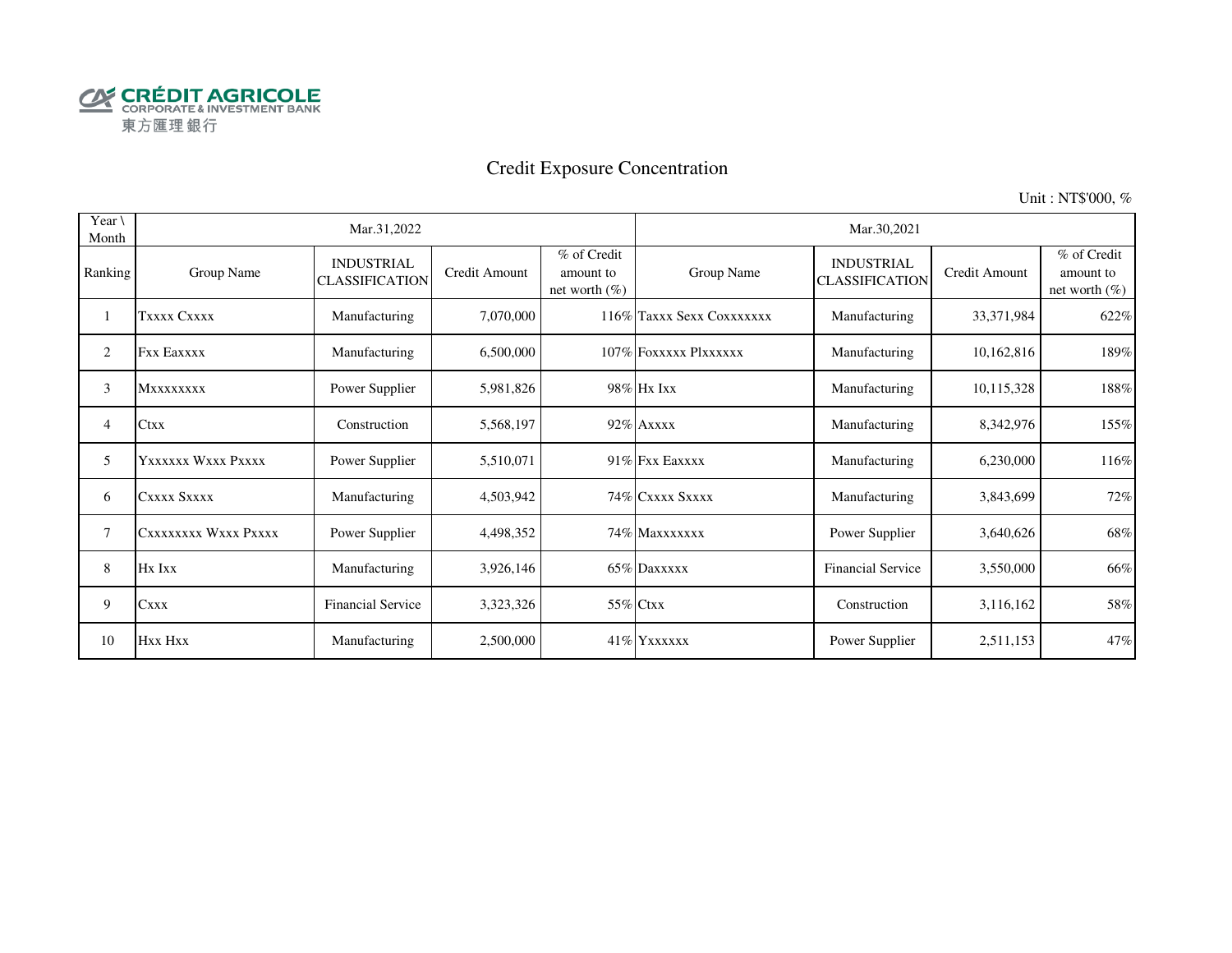CRÉDIT AGRICOLE
CORPORATE & INVESTMENT BANK
東方匯理銀行

# Credit Exposure Concentration

Unit : NT$'000, %

| Year \ Month | Mar.31,2022 | | | | Mar.30,2021 | | | |
|---|---|---|---|---|---|---|---|---|
| Ranking | Group Name | INDUSTRIAL CLASSIFICATION | Credit Amount | % of Credit amount to net worth (%) | Group Name | INDUSTRIAL CLASSIFICATION | Credit Amount | % of Credit amount to net worth (%) |
| 1 | Txxxx Cxxxx | Manufacturing | 7,070,000 | 116% | Taxxx Sexx Coxxxxxxx | Manufacturing | 33,371,984 | 622% |
| 2 | Fxx Eaxxxx | Manufacturing | 6,500,000 | 107% | Foxxxxx Plxxxxxx | Manufacturing | 10,162,816 | 189% |
| 3 | Mxxxxxxxx | Power Supplier | 5,981,826 | 98% | Hx Ixx | Manufacturing | 10,115,328 | 188% |
| 4 | Ctxx | Construction | 5,568,197 | 92% | Axxxx | Manufacturing | 8,342,976 | 155% |
| 5 | Yxxxxxx Wxxx Pxxxx | Power Supplier | 5,510,071 | 91% | Fxx Eaxxxx | Manufacturing | 6,230,000 | 116% |
| 6 | Cxxxx Sxxxx | Manufacturing | 4,503,942 | 74% | Cxxxx Sxxxx | Manufacturing | 3,843,699 | 72% |
| 7 | Cxxxxxxxx Wxxx Pxxxx | Power Supplier | 4,498,352 | 74% | Maxxxxxxx | Power Supplier | 3,640,626 | 68% |
| 8 | Hx Ixx | Manufacturing | 3,926,146 | 65% | Daxxxxx | Financial Service | 3,550,000 | 66% |
| 9 | Cxxx | Financial Service | 3,323,326 | 55% | Ctxx | Construction | 3,116,162 | 58% |
| 10 | Hxx Hxx | Manufacturing | 2,500,000 | 41% | Yxxxxxx | Power Supplier | 2,511,153 | 47% |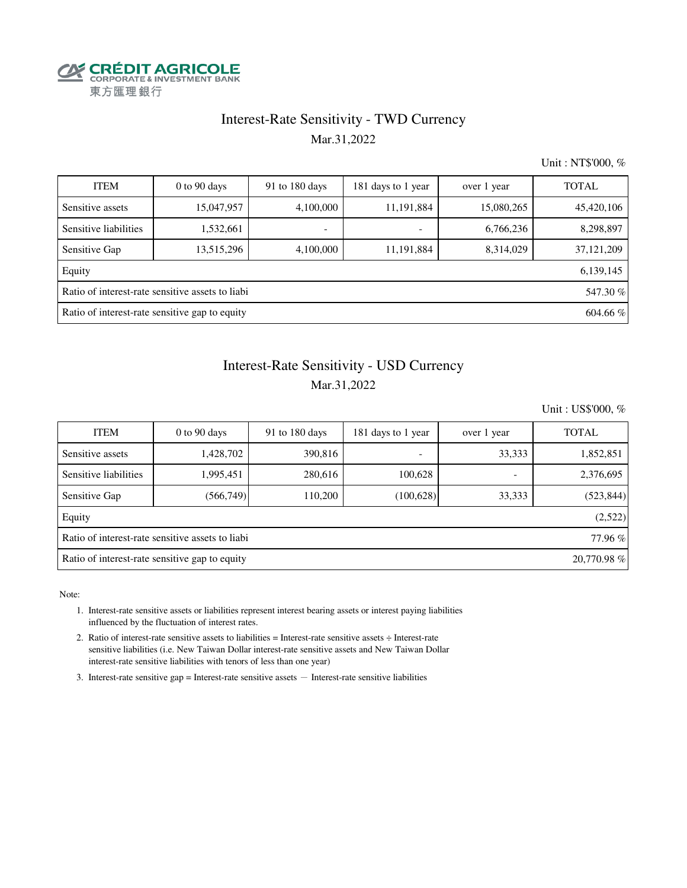# Interest-Rate Sensitivity - TWD Currency

Mar.31,2022

Unit : NT$'000, %

| ITEM | 0 to 90 days | 91 to 180 days | 181 days to 1 year | over 1 year | TOTAL |
|---|---|---|---|---|---|
| Sensitive assets | 15,047,957 | 4,100,000 | 11,191,884 | 15,080,265 | 45,420,106 |
| Sensitive liabilities | 1,532,661 | - | - | 6,766,236 | 8,298,897 |
| Sensitive Gap | 13,515,296 | 4,100,000 | 11,191,884 | 8,314,029 | 37,121,209 |
| Equity | | | | | 6,139,145 |
| Ratio of interest-rate sensitive assets to liabi | | | | | 547.30 % |
| Ratio of interest-rate sensitive gap to equity | | | | | 604.66 % |

# Interest-Rate Sensitivity - USD Currency

Mar.31,2022

Unit : US$'000, %

| ITEM | 0 to 90 days | 91 to 180 days | 181 days to 1 year | over 1 year | TOTAL |
|---|---|---|---|---|---|
| Sensitive assets | 1,428,702 | 390,816 | - | 33,333 | 1,852,851 |
| Sensitive liabilities | 1,995,451 | 280,616 | 100,628 | - | 2,376,695 |
| Sensitive Gap | (566,749) | 110,200 | (100,628) | 33,333 | (523,844) |
| Equity | | | | | (2,522) |
| Ratio of interest-rate sensitive assets to liabi | | | | | 77.96 % |
| Ratio of interest-rate sensitive gap to equity | | | | | 20,770.98 % |

Note:

1. Interest-rate sensitive assets or liabilities represent interest bearing assets or interest paying liabilities influenced by the fluctuation of interest rates.
2. Ratio of interest-rate sensitive assets to liabilities = Interest-rate sensitive assets ÷ Interest-rate sensitive liabilities (i.e. New Taiwan Dollar interest-rate sensitive assets and New Taiwan Dollar interest-rate sensitive liabilities with tenors of less than one year)
3. Interest-rate sensitive gap = Interest-rate sensitive assets － Interest-rate sensitive liabilities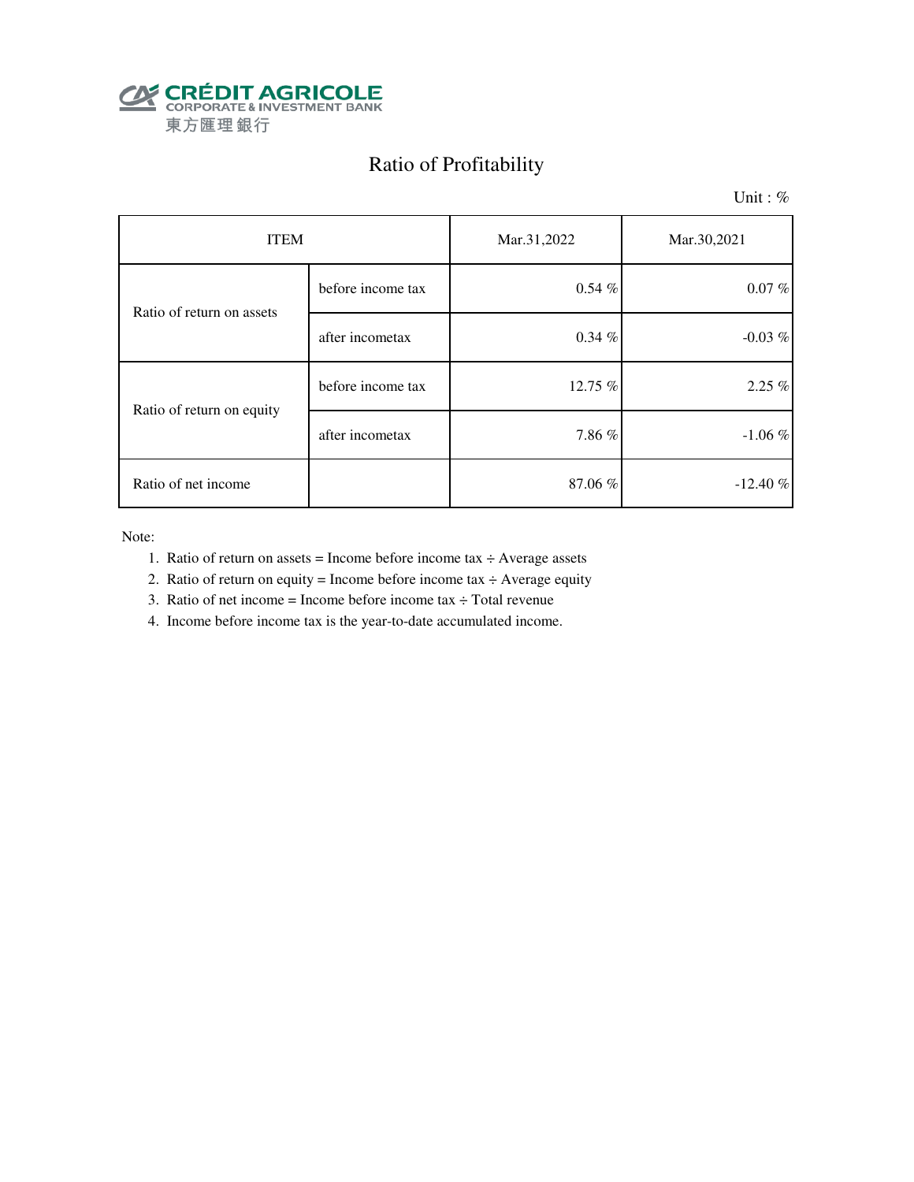CRÉDIT AGRICOLE
CORPORATE & INVESTMENT BANK
東方匯理銀行

# Ratio of Profitability

Unit : %

| ITEM | | Mar.31,2022 | Mar.30,2021 |
|---|---|---|---|
| Ratio of return on assets | before income tax | 0.54 % | 0.07 % |
| | after incometax | 0.34 % | -0.03 % |
| Ratio of return on equity | before income tax | 12.75 % | 2.25 % |
| | after incometax | 7.86 % | -1.06 % |
| Ratio of net income | | 87.06 % | -12.40 % |

Note:

1. Ratio of return on assets = Income before income tax ÷ Average assets
2. Ratio of return on equity = Income before income tax ÷ Average equity
3. Ratio of net income = Income before income tax ÷ Total revenue
4. Income before income tax is the year-to-date accumulated income.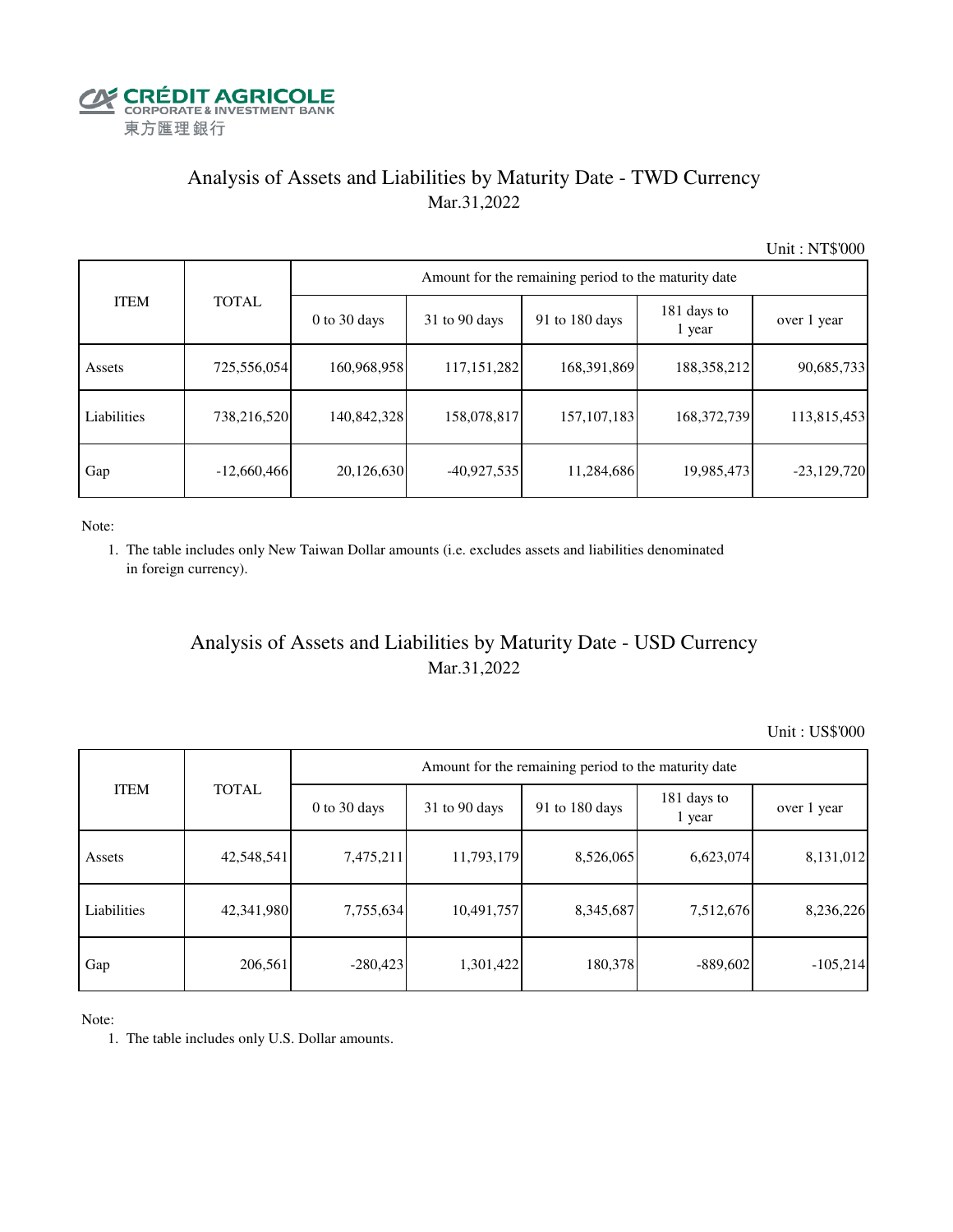CRÉDIT AGRICOLE
CORPORATE & INVESTMENT BANK
東方匯理銀行

## Analysis of Assets and Liabilities by Maturity Date - TWD Currency
Mar.31,2022

Unit : NT$'000

| ITEM | TOTAL | Amount for the remaining period to the maturity date | | | | |
|---|---|---|---|---|---|---|
| | | 0 to 30 days | 31 to 90 days | 91 to 180 days | 181 days to 1 year | over 1 year |
| Assets | 725,556,054 | 160,968,958 | 117,151,282 | 168,391,869 | 188,358,212 | 90,685,733 |
| Liabilities | 738,216,520 | 140,842,328 | 158,078,817 | 157,107,183 | 168,372,739 | 113,815,453 |
| Gap | -12,660,466 | 20,126,630 | -40,927,535 | 11,284,686 | 19,985,473 | -23,129,720 |

Note:

1. The table includes only New Taiwan Dollar amounts (i.e. excludes assets and liabilities denominated in foreign currency).

## Analysis of Assets and Liabilities by Maturity Date - USD Currency
Mar.31,2022

Unit : US$'000

| ITEM | TOTAL | Amount for the remaining period to the maturity date | | | | |
|---|---|---|---|---|---|---|
| | | 0 to 30 days | 31 to 90 days | 91 to 180 days | 181 days to 1 year | over 1 year |
| Assets | 42,548,541 | 7,475,211 | 11,793,179 | 8,526,065 | 6,623,074 | 8,131,012 |
| Liabilities | 42,341,980 | 7,755,634 | 10,491,757 | 8,345,687 | 7,512,676 | 8,236,226 |
| Gap | 206,561 | -280,423 | 1,301,422 | 180,378 | -889,602 | -105,214 |

Note:

1. The table includes only U.S. Dollar amounts.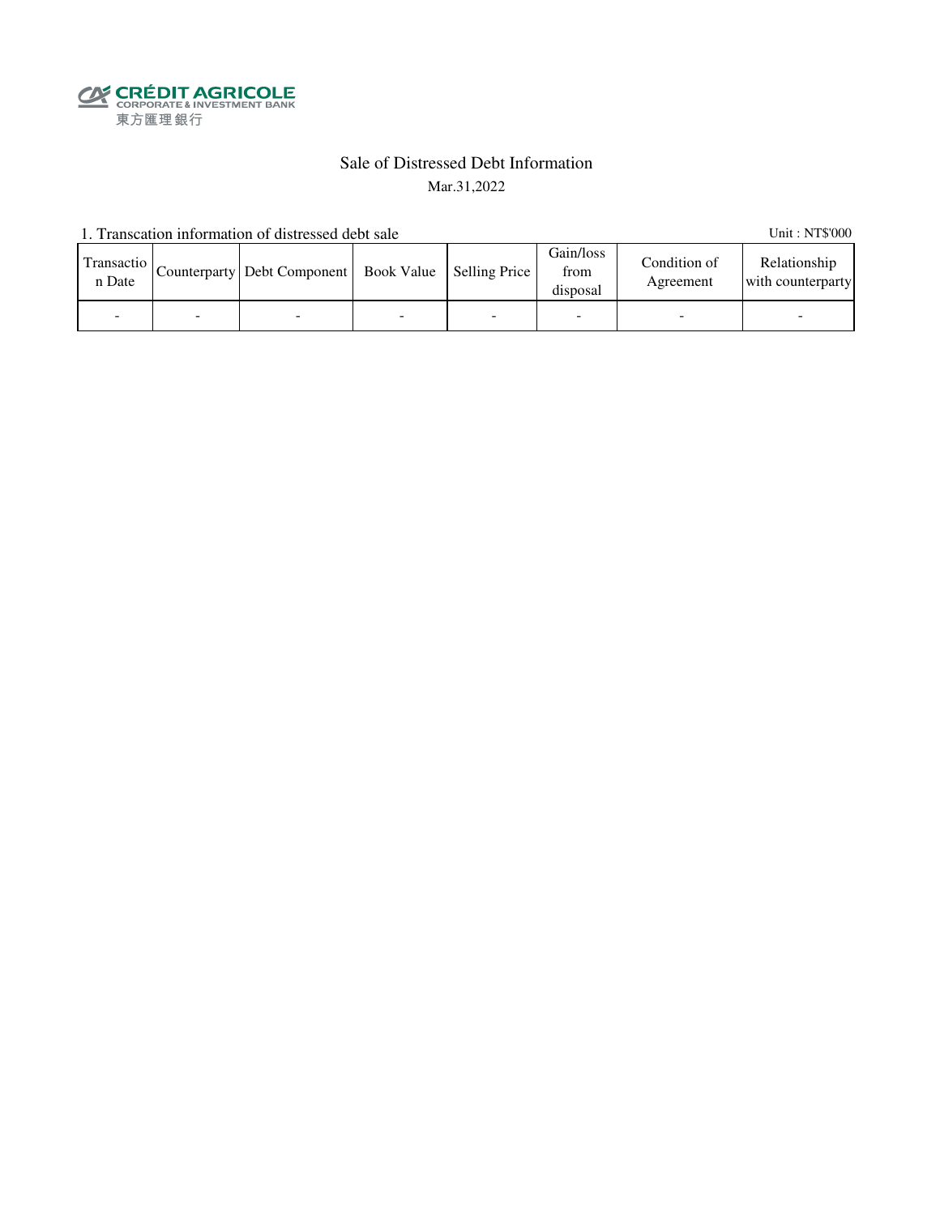CRÉDIT AGRICOLE
CORPORATE & INVESTMENT BANK
東方匯理銀行

# Sale of Distressed Debt Information

Mar.31,2022

1. Transcation information of distressed debt sale

Unit : NT$'000

| Transaction Date | Counterparty | Debt Component | Book Value | Selling Price | Gain/loss from disposal | Condition of Agreement | Relationship with counterparty |
|---|---|---|---|---|---|---|---|
| - | - | - | - | - | - | - | - |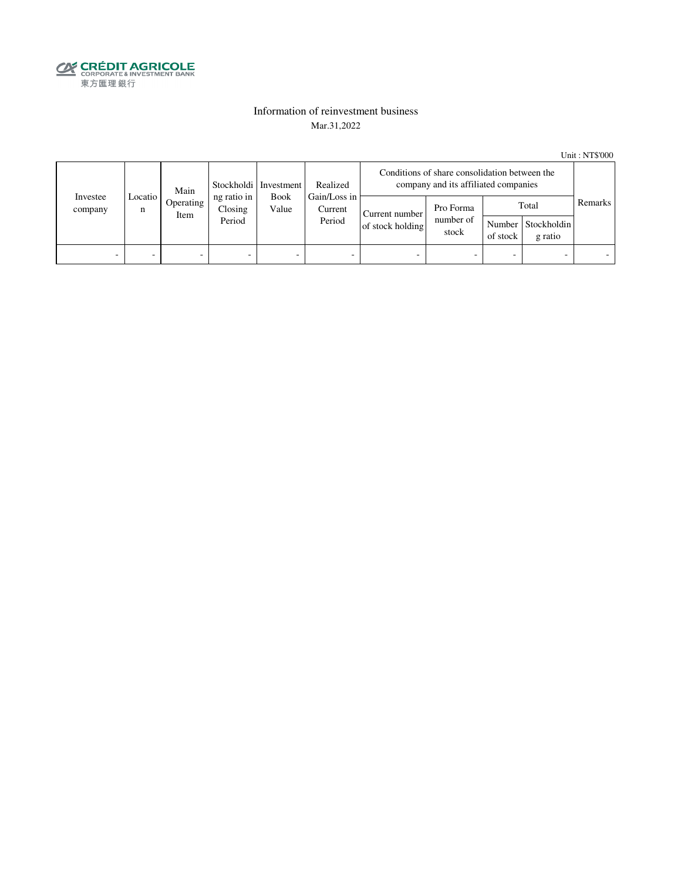CRÉDIT AGRICOLE
CORPORATE & INVESTMENT BANK
東方匯理銀行

# Information of reinvestment business

Mar.31,2022

Unit : NT$'000

| Investee company | Location | Main Operating Item | Stockholding ratio in Closing Period | Investment Book Value | Realized Gain/Loss in Current Period | Conditions of share consolidation between the company and its affiliated companies | | | | Remarks |
|---|---|---|---|---|---|---|---|---|---|---|
| | | | | | | Current number of stock holding | Pro Forma number of stock | Total | | |
| | | | | | | | | Number of stock | Stockholding ratio | |
| - | - | - | - | - | - | - | - | - | - | - |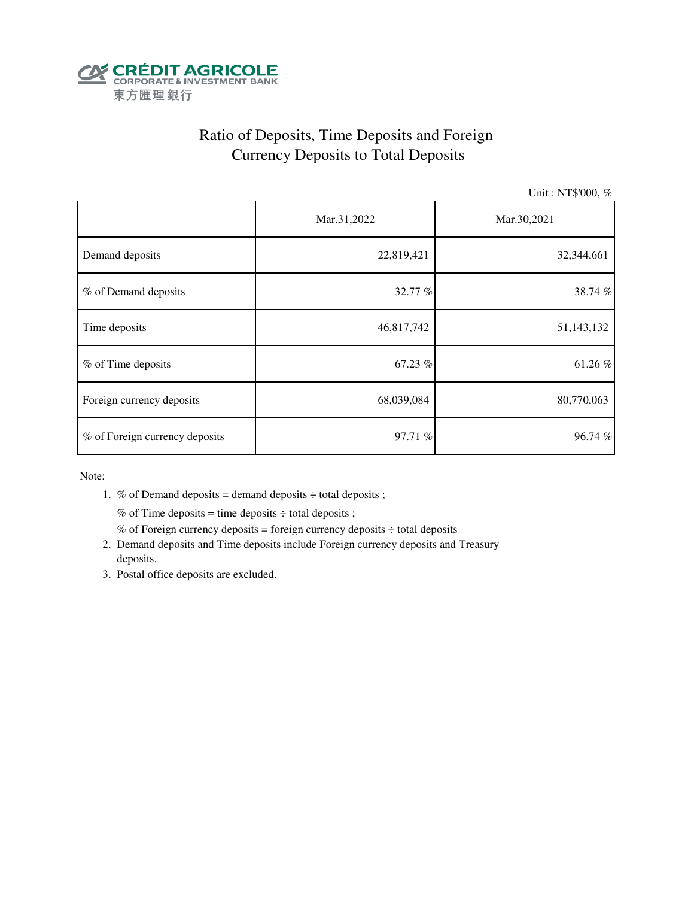CRÉDIT AGRICOLE
CORPORATE & INVESTMENT BANK
東方匯理銀行

# Ratio of Deposits, Time Deposits and Foreign Currency Deposits to Total Deposits

Unit : NT$'000, %

| | Mar.31,2022 | Mar.30,2021 |
|---|---|---|
| Demand deposits | 22,819,421 | 32,344,661 |
| % of Demand deposits | 32.77 % | 38.74 % |
| Time deposits | 46,817,742 | 51,143,132 |
| % of Time deposits | 67.23 % | 61.26 % |
| Foreign currency deposits | 68,039,084 | 80,770,063 |
| % of Foreign currency deposits | 97.71 % | 96.74 % |

Note:

1. % of Demand deposits = demand deposits ÷ total deposits ;
   % of Time deposits = time deposits ÷ total deposits ;
   % of Foreign currency deposits = foreign currency deposits ÷ total deposits
2. Demand deposits and Time deposits include Foreign currency deposits and Treasury deposits.
3. Postal office deposits are excluded.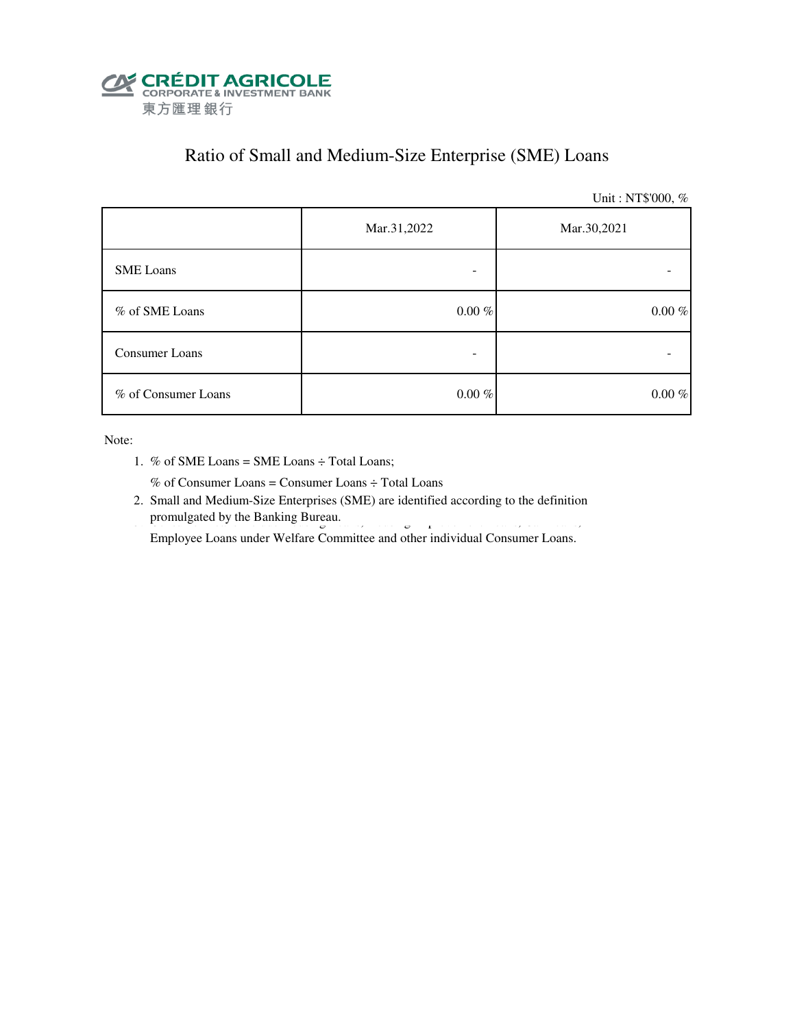CRÉDIT AGRICOLE
CORPORATE & INVESTMENT BANK
東方匯理銀行

# Ratio of Small and Medium-Size Enterprise (SME) Loans

Unit : NT$'000, %

| | Mar.31,2022 | Mar.30,2021 |
|---|---|---|
| SME Loans | - | - |
| % of SME Loans | 0.00 % | 0.00 % |
| Consumer Loans | - | - |
| % of Consumer Loans | 0.00 % | 0.00 % |

Note:

1. % of SME Loans = SME Loans ÷ Total Loans;

   % of Consumer Loans = Consumer Loans ÷ Total Loans
2. Small and Medium-Size Enterprises (SME) are identified according to the definition promulgated by the Banking Bureau.

   Employee Loans under Welfare Committee and other individual Consumer Loans.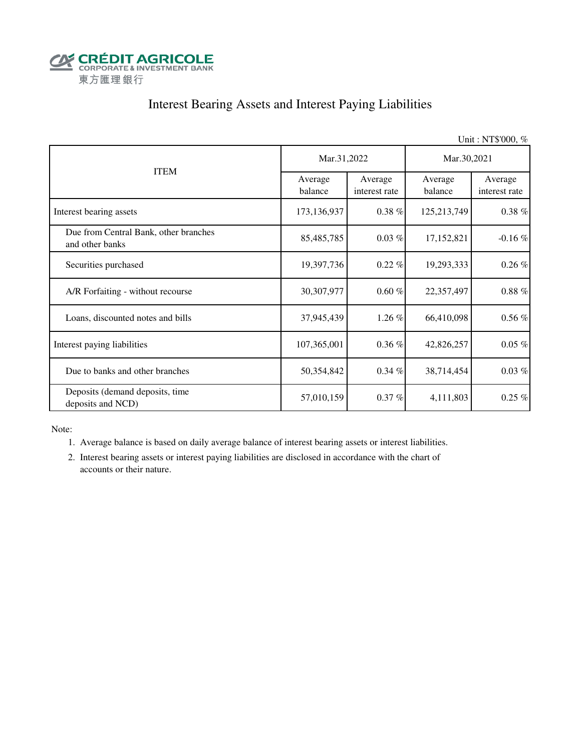CRÉDIT AGRICOLE
CORPORATE & INVESTMENT BANK
東方匯理銀行

# Interest Bearing Assets and Interest Paying Liabilities

Unit : NT$'000, %

| ITEM | Mar.31,2022 | | Mar.30,2021 | |
|---|---|---|---|---|
| | Average balance | Average interest rate | Average balance | Average interest rate |
| Interest bearing assets | 173,136,937 | 0.38 % | 125,213,749 | 0.38 % |
| Due from Central Bank, other branches and other banks | 85,485,785 | 0.03 % | 17,152,821 | -0.16 % |
| Securities purchased | 19,397,736 | 0.22 % | 19,293,333 | 0.26 % |
| A/R Forfaiting - without recourse | 30,307,977 | 0.60 % | 22,357,497 | 0.88 % |
| Loans, discounted notes and bills | 37,945,439 | 1.26 % | 66,410,098 | 0.56 % |
| Interest paying liabilities | 107,365,001 | 0.36 % | 42,826,257 | 0.05 % |
| Due to banks and other branches | 50,354,842 | 0.34 % | 38,714,454 | 0.03 % |
| Deposits (demand deposits, time deposits and NCD) | 57,010,159 | 0.37 % | 4,111,803 | 0.25 % |

Note:

1. Average balance is based on daily average balance of interest bearing assets or interest liabilities.
2. Interest bearing assets or interest paying liabilities are disclosed in accordance with the chart of accounts or their nature.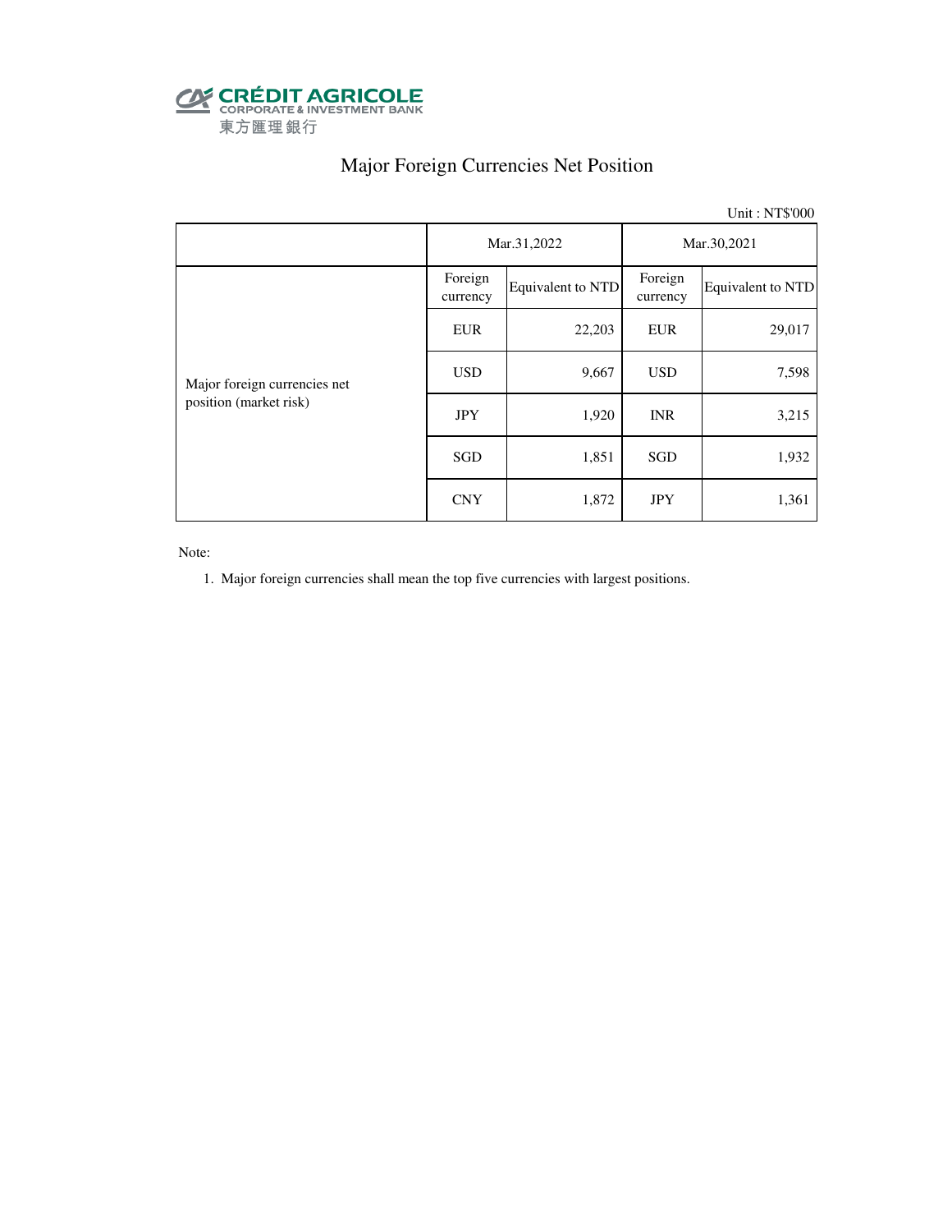CRÉDIT AGRICOLE
CORPORATE & INVESTMENT BANK
東方匯理銀行

# Major Foreign Currencies Net Position

Unit : NT$'000

| | Mar.31,2022 | | Mar.30,2021 | |
|---|---|---|---|---|
| | Foreign currency | Equivalent to NTD | Foreign currency | Equivalent to NTD |
| Major foreign currencies net position (market risk) | EUR | 22,203 | EUR | 29,017 |
| | USD | 9,667 | USD | 7,598 |
| | JPY | 1,920 | INR | 3,215 |
| | SGD | 1,851 | SGD | 1,932 |
| | CNY | 1,872 | JPY | 1,361 |

Note:

1. Major foreign currencies shall mean the top five currencies with largest positions.